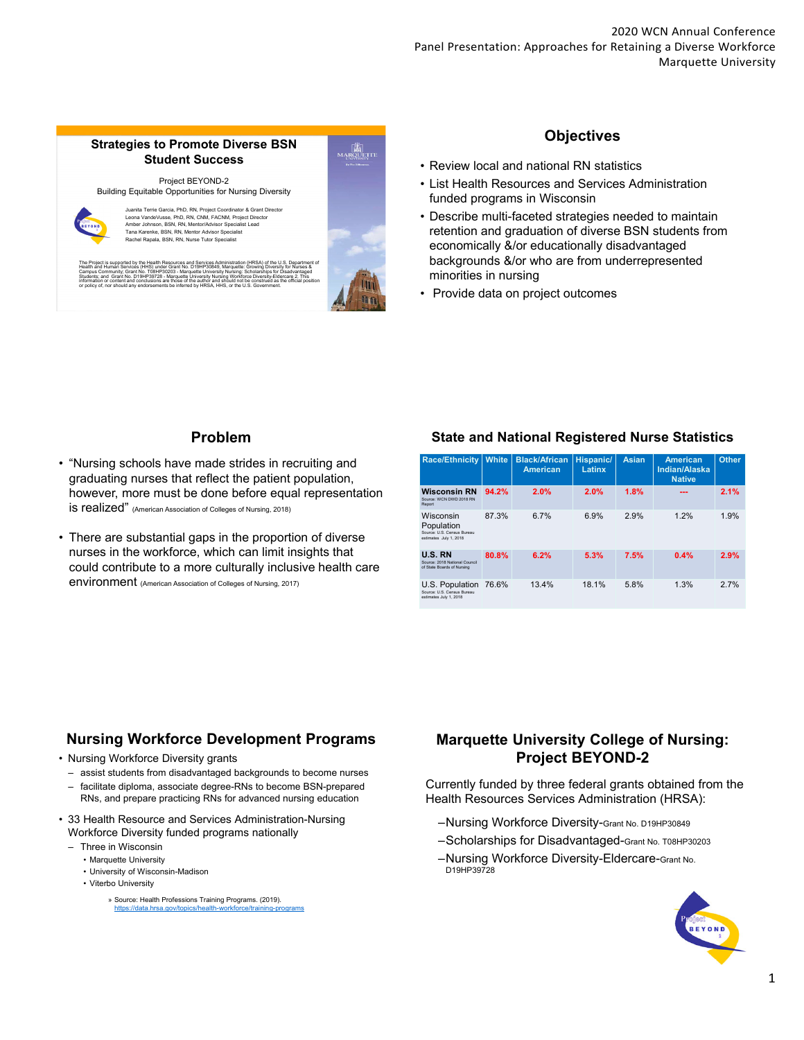## Strategies to Promote Diverse BSN Student Success

Project BEYOND-2
Building Equitable Opportunities for Nursing Diversity

Juanita Terrie Garcia, PhD, RN, Project Coordinator & Grant Director
Leona VandeVusse, PhD, RN, CNM, FACNM, Project Director
Amber Johnson, BSN, RN, Mentor/Advisor Specialist Lead
Tana Karenke, BSN, RN, Mentor Advisor Specialist
Rachel Rapala, BSN, RN, Nurse Tutor Specialist

The Project is supported by the Health Resources and Services Administration (HRSA) of the U.S. Department of Health and Human Services (HHS) under Grant No. D19HP30849, Marquette: Growing Diversity for Nurses & Campus Community; Grant No. T08HP30203 - Marquette University Nursing: Scholarships for Disadvantaged Students; and Grant No. D19HP39728 - Marquette University Nursing Workforce Diversity-Eldercare 2. This information or content and conclusions are those of the author and should not be construed as the official position or policy of, nor should any endorsements be inferred by HRSA, HHS, or the U.S. Government.

## Objectives

- Review local and national RN statistics
- List Health Resources and Services Administration funded programs in Wisconsin
- Describe multi-faceted strategies needed to maintain retention and graduation of diverse BSN students from economically &/or educationally disadvantaged backgrounds &/or who are from underrepresented minorities in nursing
- Provide data on project outcomes

## Problem

- "Nursing schools have made strides in recruiting and graduating nurses that reflect the patient population, however, more must be done before equal representation is realized" (American Association of Colleges of Nursing, 2018)
- There are substantial gaps in the proportion of diverse nurses in the workforce, which can limit insights that could contribute to a more culturally inclusive health care environment (American Association of Colleges of Nursing, 2017)

## State and National Registered Nurse Statistics

| Race/Ethnicity | White | Black/African American | Hispanic/Latinx | Asian | American Indian/Alaska Native | Other |
|---|---|---|---|---|---|---|
| **Wisconsin RN** (Source: WCN DWD 2018 RN Report) | **94.2%** | **2.0%** | **2.0%** | **1.8%** | **---** | **2.1%** |
| Wisconsin Population (Source: U.S. Census Bureau estimates July 1, 2018) | 87.3% | 6.7% | 6.9% | 2.9% | 1.2% | 1.9% |
| **U.S. RN** (Source: 2018 National Council of State Boards of Nursing) | **80.8%** | **6.2%** | **5.3%** | **7.5%** | **0.4%** | **2.9%** |
| U.S. Population (Source: U.S. Census Bureau estimates July 1, 2018) | 76.6% | 13.4% | 18.1% | 5.8% | 1.3% | 2.7% |

## Nursing Workforce Development Programs

- Nursing Workforce Diversity grants
  - assist students from disadvantaged backgrounds to become nurses
  - facilitate diploma, associate degree-RNs to become BSN-prepared RNs, and prepare practicing RNs for advanced nursing education
- 33 Health Resource and Services Administration-Nursing Workforce Diversity funded programs nationally
  - Three in Wisconsin
    - Marquette University
    - University of Wisconsin-Madison
    - Viterbo University

» Source: Health Professions Training Programs. (2019). https://data.hrsa.gov/topics/health-workforce/training-programs

## Marquette University College of Nursing: Project BEYOND-2

Currently funded by three federal grants obtained from the Health Resources Services Administration (HRSA):

- Nursing Workforce Diversity-Grant No. D19HP30849
- Scholarships for Disadvantaged-Grant No. T08HP30203
- Nursing Workforce Diversity-Eldercare-Grant No. D19HP39728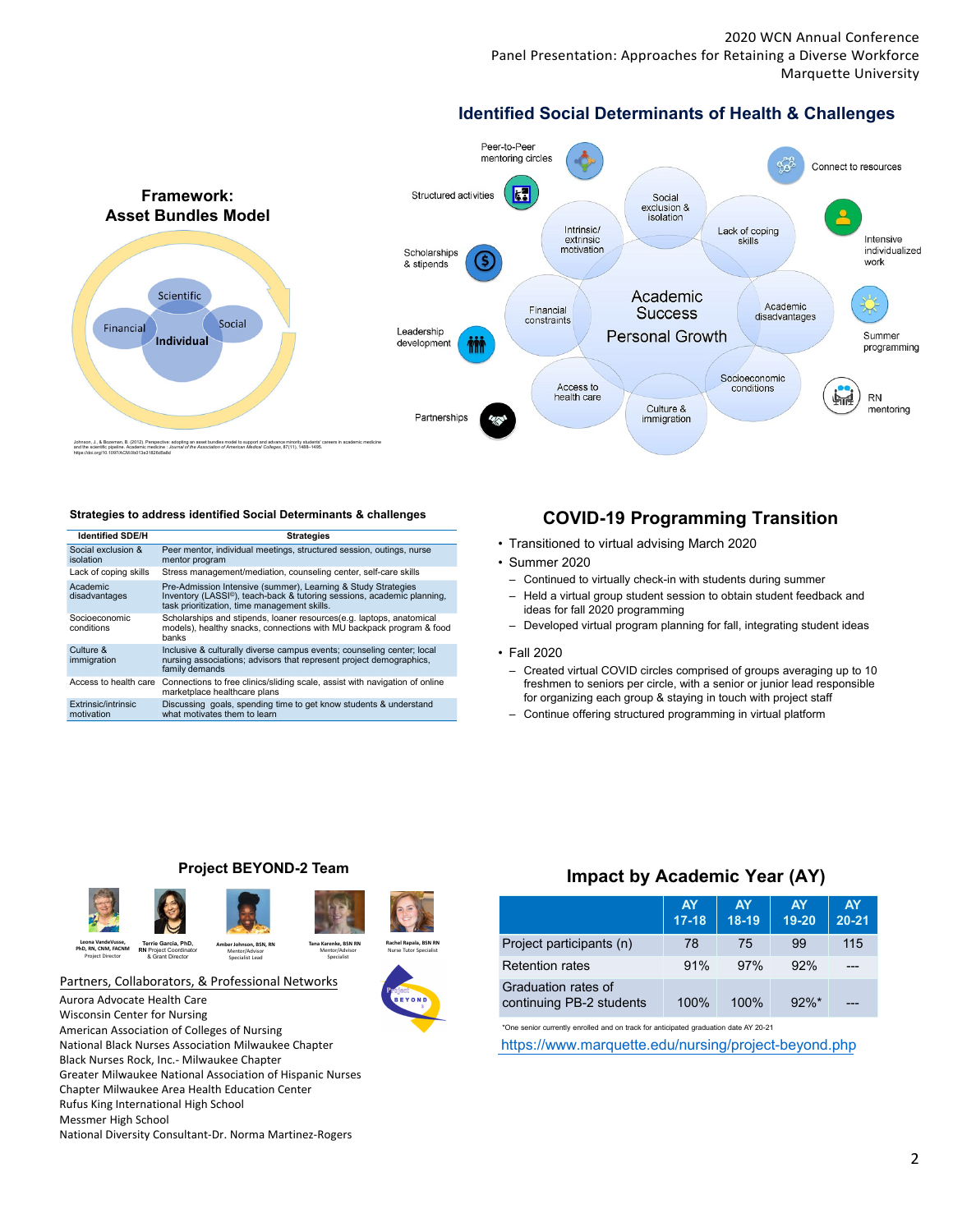2020 WCN Annual Conference
Panel Presentation: Approaches for Retaining a Diverse Workforce
Marquette University

## Framework: Asset Bundles Model

Scientific

Financial

Individual

Social

Johnson, J., & Bozeman, B. (2012). Perspective: adopting an asset bundles model to support and advance minority students' careers in academic medicine and the scientific pipeline. Academic medicine : Journal of the Association of American Medical Colleges, 87(11), 1488–1495. https://doi.org/10.1097/ACM.0b013e31826d5a8d

## Identified Social Determinants of Health & Challenges

Academic Success

Personal Growth

Social exclusion & isolation

Intrinsic/ extrinsic motivation

Lack of coping skills

Financial constraints

Academic disadvantages

Access to health care

Socioeconomic conditions

Culture & immigration

Peer-to-Peer mentoring circles

Connect to resources

Structured activities

Scholarships & stipends

Intensive individualized work

Leadership development

Summer programming

Partnerships

RN mentoring

### Strategies to address identified Social Determinants & challenges

| Identified SDE/H | Strategies |
|---|---|
| Social exclusion & isolation | Peer mentor, individual meetings, structured session, outings, nurse mentor program |
| Lack of coping skills | Stress management/mediation, counseling center, self-care skills |
| Academic disadvantages | Pre-Admission Intensive (summer), Learning & Study Strategies Inventory (LASSI©), teach-back & tutoring sessions, academic planning, task prioritization, time management skills. |
| Socioeconomic conditions | Scholarships and stipends, loaner resources(e.g. laptops, anatomical models), healthy snacks, connections with MU backpack program & food banks |
| Culture & immigration | Inclusive & culturally diverse campus events; counseling center; local nursing associations; advisors that represent project demographics, family demands |
| Access to health care | Connections to free clinics/sliding scale, assist with navigation of online marketplace healthcare plans |
| Extrinsic/intrinsic motivation | Discussing goals, spending time to get know students & understand what motivates them to learn |

## COVID-19 Programming Transition

- Transitioned to virtual advising March 2020
- Summer 2020
  - Continued to virtually check-in with students during summer
  - Held a virtual group student session to obtain student feedback and ideas for fall 2020 programming
  - Developed virtual program planning for fall, integrating student ideas
- Fall 2020
  - Created virtual COVID circles comprised of groups averaging up to 10 freshmen to seniors per circle, with a senior or junior lead responsible for organizing each group & staying in touch with project staff
  - Continue offering structured programming in virtual platform

## Project BEYOND-2 Team

Leona VandeVusse, PhD, RN, CNM, FACNM, Project Director

Terrie Garcia, PhD, RN, Project Coordinator & Grant Director

Amber Johnson, BSN, RN, Mentor/Advisor Specialist Lead

Tana Karenke, BSN RN, Mentor/Advisor Specialist

Rachel Rapala, BSN RN, Nurse Tutor Specialist

### Partners, Collaborators, & Professional Networks

Aurora Advocate Health Care
Wisconsin Center for Nursing
American Association of Colleges of Nursing
National Black Nurses Association Milwaukee Chapter
Black Nurses Rock, Inc.- Milwaukee Chapter
Greater Milwaukee National Association of Hispanic Nurses Chapter
Milwaukee Area Health Education Center
Rufus King International High School
Messmer High School
National Diversity Consultant-Dr. Norma Martinez-Rogers

## Impact by Academic Year (AY)

| | AY 17-18 | AY 18-19 | AY 19-20 | AY 20-21 |
|---|---|---|---|---|
| Project participants (n) | 78 | 75 | 99 | 115 |
| Retention rates | 91% | 97% | 92% | --- |
| Graduation rates of continuing PB-2 students | 100% | 100% | 92%* | --- |

*One senior currently enrolled and on track for anticipated graduation date AY 20-21

https://www.marquette.edu/nursing/project-beyond.php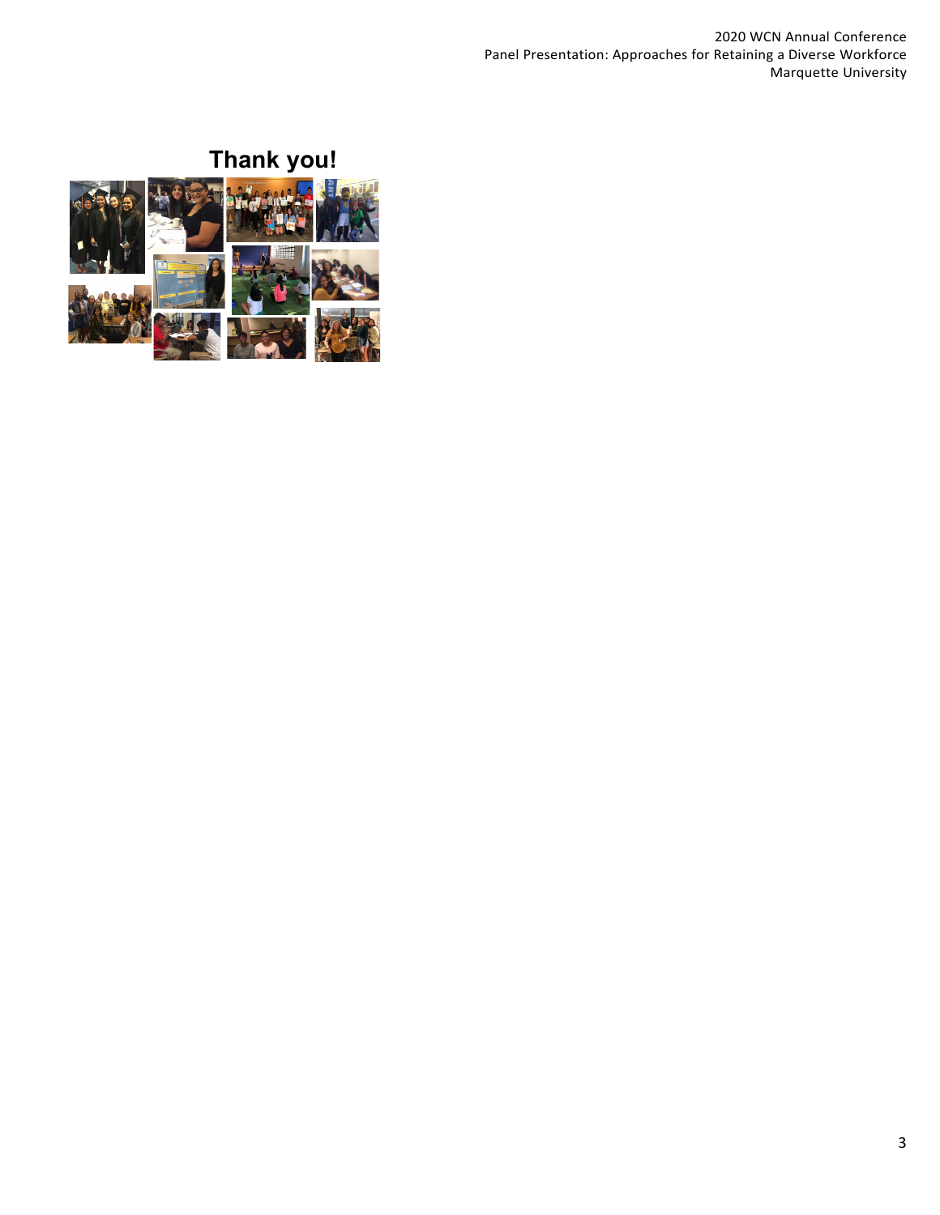# Thank you!